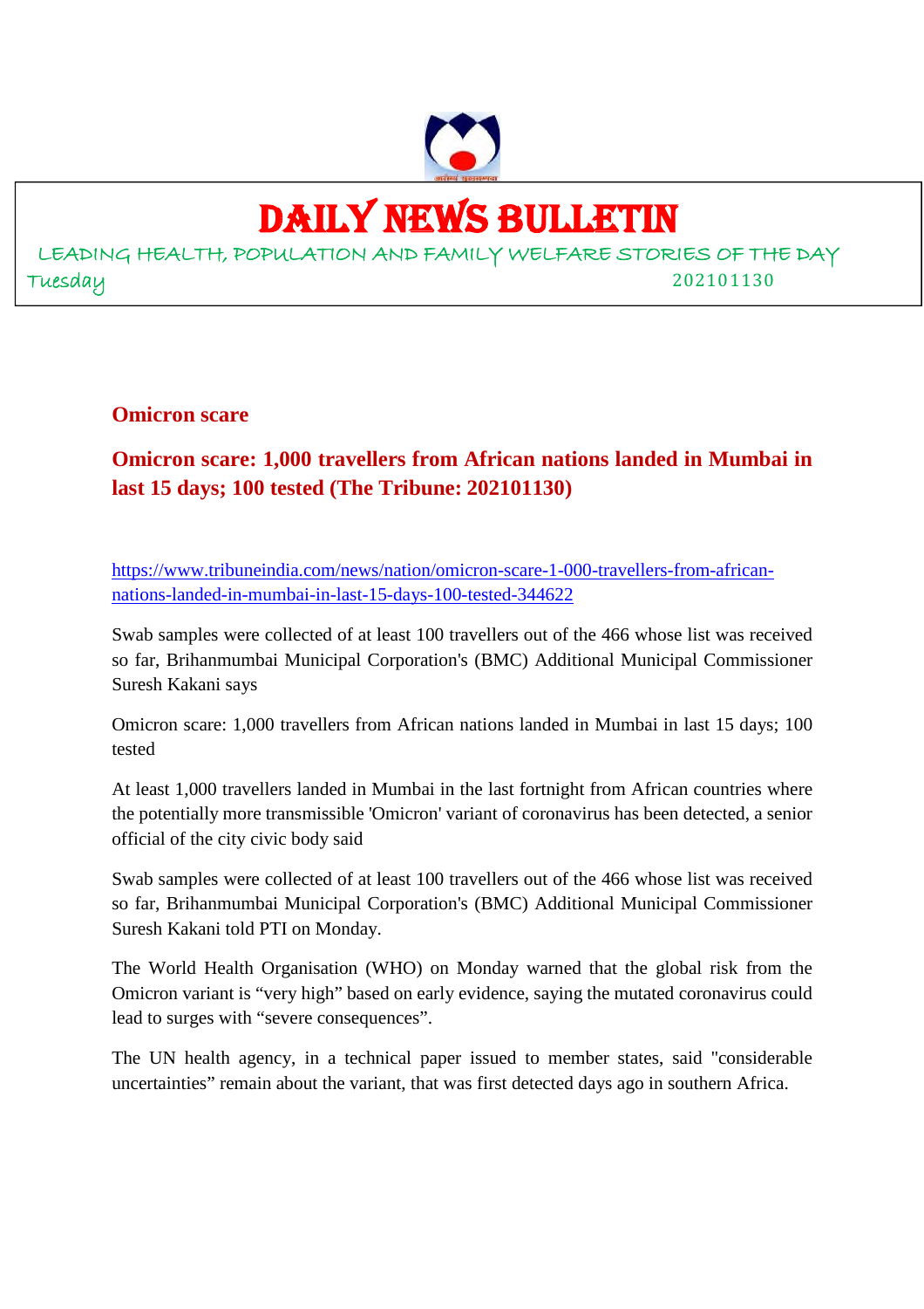# DAILY NEWS BULLETIN

LEADING HEALTH, POPULATION AND FAMILY WELFARE STORIES OF THE DAY

Tuesday 202101130

## Omicron scare

## Omicron scare: 1,000 travellers from African nations landed in Mumbai in last 15 days; 100 tested (The Tribune: 202101130)

https://www.tribuneindia.com/news/nation/omicron-scare-1-000-travellers-from-african-nations-landed-in-mumbai-in-last-15-days-100-tested-344622

Swab samples were collected of at least 100 travellers out of the 466 whose list was received so far, Brihanmumbai Municipal Corporation's (BMC) Additional Municipal Commissioner Suresh Kakani says

Omicron scare: 1,000 travellers from African nations landed in Mumbai in last 15 days; 100 tested

At least 1,000 travellers landed in Mumbai in the last fortnight from African countries where the potentially more transmissible 'Omicron' variant of coronavirus has been detected, a senior official of the city civic body said

Swab samples were collected of at least 100 travellers out of the 466 whose list was received so far, Brihanmumbai Municipal Corporation's (BMC) Additional Municipal Commissioner Suresh Kakani told PTI on Monday.

The World Health Organisation (WHO) on Monday warned that the global risk from the Omicron variant is "very high" based on early evidence, saying the mutated coronavirus could lead to surges with "severe consequences".

The UN health agency, in a technical paper issued to member states, said "considerable uncertainties" remain about the variant, that was first detected days ago in southern Africa.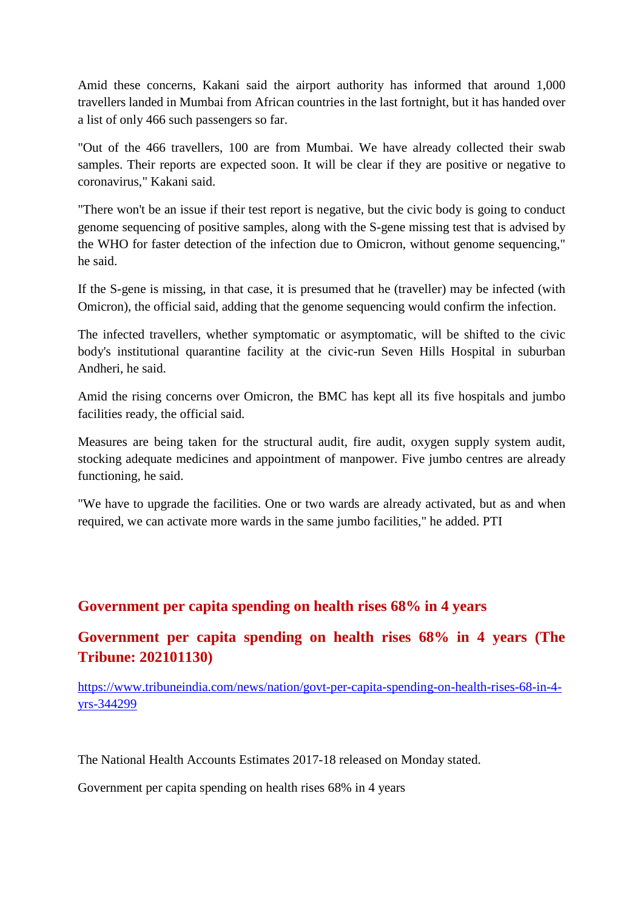Amid these concerns, Kakani said the airport authority has informed that around 1,000 travellers landed in Mumbai from African countries in the last fortnight, but it has handed over a list of only 466 such passengers so far.

"Out of the 466 travellers, 100 are from Mumbai. We have already collected their swab samples. Their reports are expected soon. It will be clear if they are positive or negative to coronavirus," Kakani said.

"There won't be an issue if their test report is negative, but the civic body is going to conduct genome sequencing of positive samples, along with the S-gene missing test that is advised by the WHO for faster detection of the infection due to Omicron, without genome sequencing," he said.

If the S-gene is missing, in that case, it is presumed that he (traveller) may be infected (with Omicron), the official said, adding that the genome sequencing would confirm the infection.

The infected travellers, whether symptomatic or asymptomatic, will be shifted to the civic body's institutional quarantine facility at the civic-run Seven Hills Hospital in suburban Andheri, he said.

Amid the rising concerns over Omicron, the BMC has kept all its five hospitals and jumbo facilities ready, the official said.

Measures are being taken for the structural audit, fire audit, oxygen supply system audit, stocking adequate medicines and appointment of manpower. Five jumbo centres are already functioning, he said.

"We have to upgrade the facilities. One or two wards are already activated, but as and when required, we can activate more wards in the same jumbo facilities," he added. PTI

## Government per capita spending on health rises 68% in 4 years

## Government per capita spending on health rises 68% in 4 years (The Tribune: 202101130)

https://www.tribuneindia.com/news/nation/govt-per-capita-spending-on-health-rises-68-in-4-yrs-344299

The National Health Accounts Estimates 2017-18 released on Monday stated.

Government per capita spending on health rises 68% in 4 years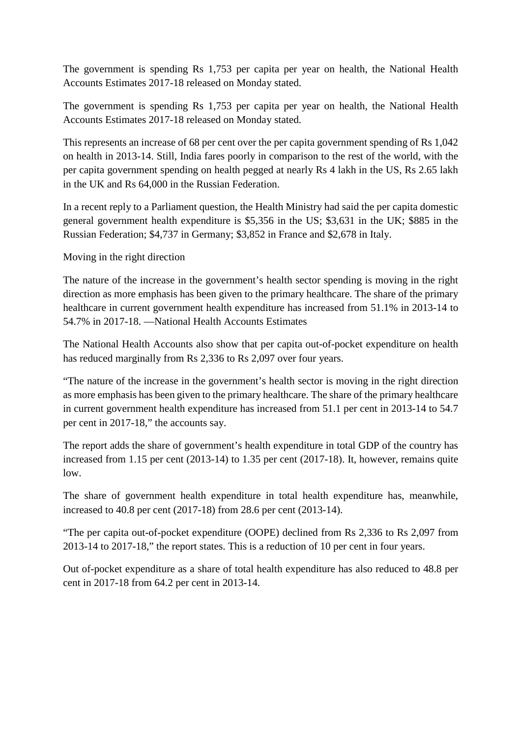The government is spending Rs 1,753 per capita per year on health, the National Health Accounts Estimates 2017-18 released on Monday stated.

The government is spending Rs 1,753 per capita per year on health, the National Health Accounts Estimates 2017-18 released on Monday stated.

This represents an increase of 68 per cent over the per capita government spending of Rs 1,042 on health in 2013-14. Still, India fares poorly in comparison to the rest of the world, with the per capita government spending on health pegged at nearly Rs 4 lakh in the US, Rs 2.65 lakh in the UK and Rs 64,000 in the Russian Federation.

In a recent reply to a Parliament question, the Health Ministry had said the per capita domestic general government health expenditure is $5,356 in the US; $3,631 in the UK; $885 in the Russian Federation; $4,737 in Germany; $3,852 in France and $2,678 in Italy.

Moving in the right direction

The nature of the increase in the government's health sector spending is moving in the right direction as more emphasis has been given to the primary healthcare. The share of the primary healthcare in current government health expenditure has increased from 51.1% in 2013-14 to 54.7% in 2017-18. —National Health Accounts Estimates

The National Health Accounts also show that per capita out-of-pocket expenditure on health has reduced marginally from Rs 2,336 to Rs 2,097 over four years.

"The nature of the increase in the government's health sector is moving in the right direction as more emphasis has been given to the primary healthcare. The share of the primary healthcare in current government health expenditure has increased from 51.1 per cent in 2013-14 to 54.7 per cent in 2017-18," the accounts say.

The report adds the share of government's health expenditure in total GDP of the country has increased from 1.15 per cent (2013-14) to 1.35 per cent (2017-18). It, however, remains quite low.

The share of government health expenditure in total health expenditure has, meanwhile, increased to 40.8 per cent (2017-18) from 28.6 per cent (2013-14).

"The per capita out-of-pocket expenditure (OOPE) declined from Rs 2,336 to Rs 2,097 from 2013-14 to 2017-18," the report states. This is a reduction of 10 per cent in four years.

Out of-pocket expenditure as a share of total health expenditure has also reduced to 48.8 per cent in 2017-18 from 64.2 per cent in 2013-14.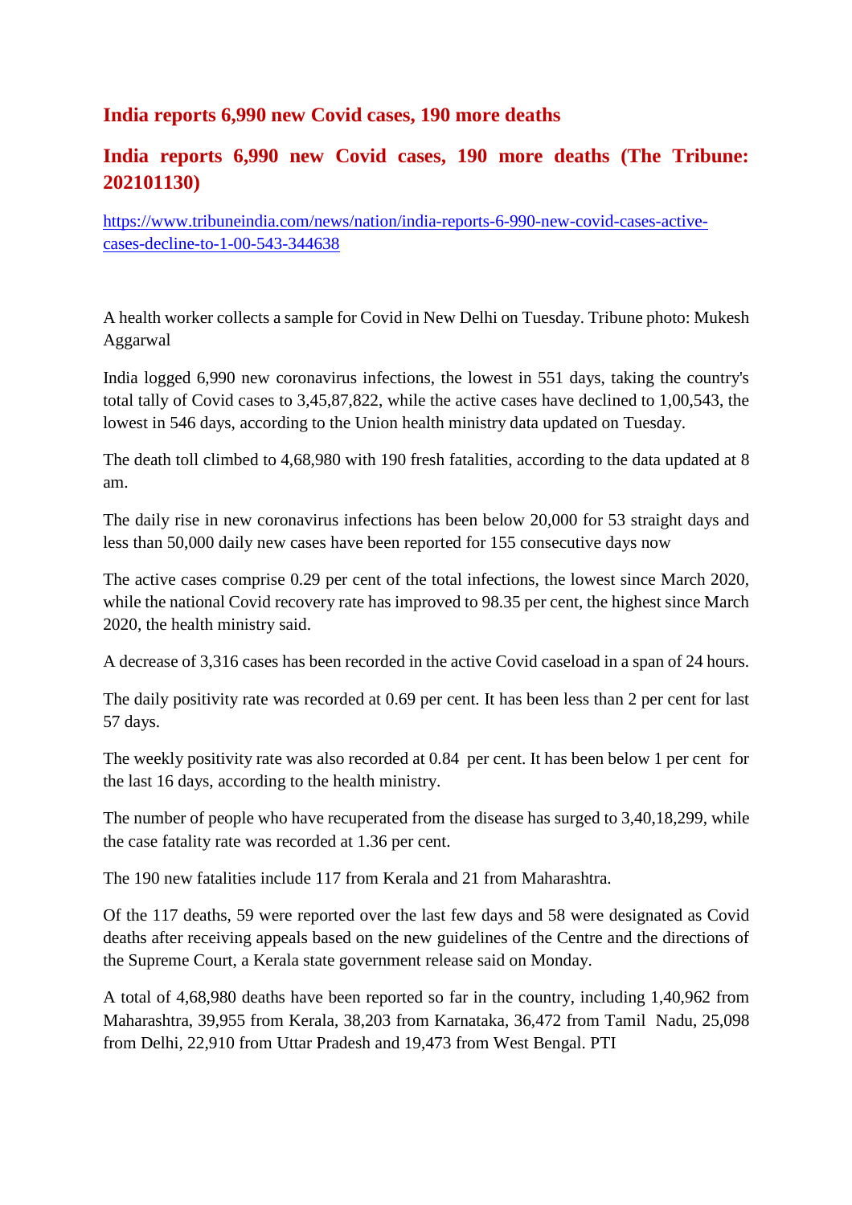## India reports 6,990 new Covid cases, 190 more deaths

## India reports 6,990 new Covid cases, 190 more deaths (The Tribune: 202101130)

https://www.tribuneindia.com/news/nation/india-reports-6-990-new-covid-cases-active-cases-decline-to-1-00-543-344638

A health worker collects a sample for Covid in New Delhi on Tuesday. Tribune photo: Mukesh Aggarwal

India logged 6,990 new coronavirus infections, the lowest in 551 days, taking the country's total tally of Covid cases to 3,45,87,822, while the active cases have declined to 1,00,543, the lowest in 546 days, according to the Union health ministry data updated on Tuesday.

The death toll climbed to 4,68,980 with 190 fresh fatalities, according to the data updated at 8 am.

The daily rise in new coronavirus infections has been below 20,000 for 53 straight days and less than 50,000 daily new cases have been reported for 155 consecutive days now

The active cases comprise 0.29 per cent of the total infections, the lowest since March 2020, while the national Covid recovery rate has improved to 98.35 per cent, the highest since March 2020, the health ministry said.

A decrease of 3,316 cases has been recorded in the active Covid caseload in a span of 24 hours.

The daily positivity rate was recorded at 0.69 per cent. It has been less than 2 per cent for last 57 days.

The weekly positivity rate was also recorded at 0.84 per cent. It has been below 1 per cent for the last 16 days, according to the health ministry.

The number of people who have recuperated from the disease has surged to 3,40,18,299, while the case fatality rate was recorded at 1.36 per cent.

The 190 new fatalities include 117 from Kerala and 21 from Maharashtra.

Of the 117 deaths, 59 were reported over the last few days and 58 were designated as Covid deaths after receiving appeals based on the new guidelines of the Centre and the directions of the Supreme Court, a Kerala state government release said on Monday.

A total of 4,68,980 deaths have been reported so far in the country, including 1,40,962 from Maharashtra, 39,955 from Kerala, 38,203 from Karnataka, 36,472 from Tamil Nadu, 25,098 from Delhi, 22,910 from Uttar Pradesh and 19,473 from West Bengal. PTI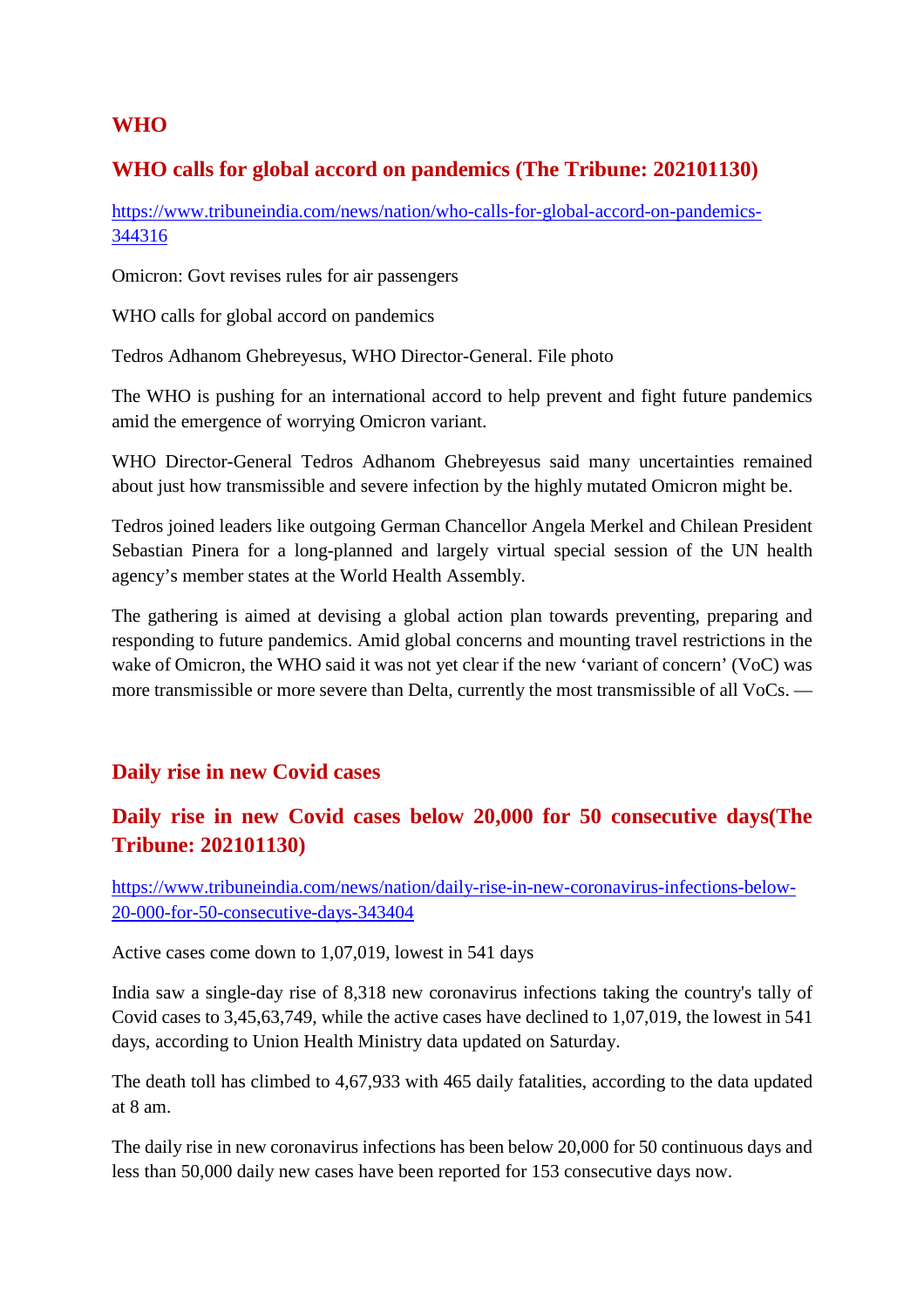## WHO

### WHO calls for global accord on pandemics (The Tribune: 202101130)

https://www.tribuneindia.com/news/nation/who-calls-for-global-accord-on-pandemics-344316

Omicron: Govt revises rules for air passengers

WHO calls for global accord on pandemics

Tedros Adhanom Ghebreyesus, WHO Director-General. File photo

The WHO is pushing for an international accord to help prevent and fight future pandemics amid the emergence of worrying Omicron variant.

WHO Director-General Tedros Adhanom Ghebreyesus said many uncertainties remained about just how transmissible and severe infection by the highly mutated Omicron might be.

Tedros joined leaders like outgoing German Chancellor Angela Merkel and Chilean President Sebastian Pinera for a long-planned and largely virtual special session of the UN health agency's member states at the World Health Assembly.

The gathering is aimed at devising a global action plan towards preventing, preparing and responding to future pandemics. Amid global concerns and mounting travel restrictions in the wake of Omicron, the WHO said it was not yet clear if the new 'variant of concern' (VoC) was more transmissible or more severe than Delta, currently the most transmissible of all VoCs. —

## Daily rise in new Covid cases

### Daily rise in new Covid cases below 20,000 for 50 consecutive days(The Tribune: 202101130)

https://www.tribuneindia.com/news/nation/daily-rise-in-new-coronavirus-infections-below-20-000-for-50-consecutive-days-343404

Active cases come down to 1,07,019, lowest in 541 days

India saw a single-day rise of 8,318 new coronavirus infections taking the country's tally of Covid cases to 3,45,63,749, while the active cases have declined to 1,07,019, the lowest in 541 days, according to Union Health Ministry data updated on Saturday.

The death toll has climbed to 4,67,933 with 465 daily fatalities, according to the data updated at 8 am.

The daily rise in new coronavirus infections has been below 20,000 for 50 continuous days and less than 50,000 daily new cases have been reported for 153 consecutive days now.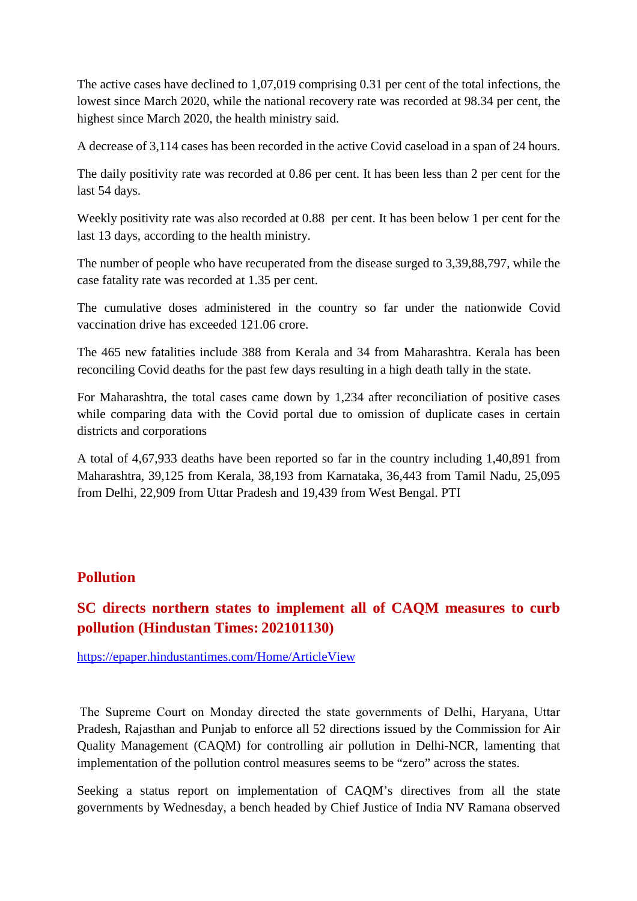The active cases have declined to 1,07,019 comprising 0.31 per cent of the total infections, the lowest since March 2020, while the national recovery rate was recorded at 98.34 per cent, the highest since March 2020, the health ministry said.

A decrease of 3,114 cases has been recorded in the active Covid caseload in a span of 24 hours.

The daily positivity rate was recorded at 0.86 per cent. It has been less than 2 per cent for the last 54 days.

Weekly positivity rate was also recorded at 0.88 per cent. It has been below 1 per cent for the last 13 days, according to the health ministry.

The number of people who have recuperated from the disease surged to 3,39,88,797, while the case fatality rate was recorded at 1.35 per cent.

The cumulative doses administered in the country so far under the nationwide Covid vaccination drive has exceeded 121.06 crore.

The 465 new fatalities include 388 from Kerala and 34 from Maharashtra. Kerala has been reconciling Covid deaths for the past few days resulting in a high death tally in the state.

For Maharashtra, the total cases came down by 1,234 after reconciliation of positive cases while comparing data with the Covid portal due to omission of duplicate cases in certain districts and corporations

A total of 4,67,933 deaths have been reported so far in the country including 1,40,891 from Maharashtra, 39,125 from Kerala, 38,193 from Karnataka, 36,443 from Tamil Nadu, 25,095 from Delhi, 22,909 from Uttar Pradesh and 19,439 from West Bengal. PTI

## Pollution

### SC directs northern states to implement all of CAQM measures to curb pollution (Hindustan Times: 202101130)

https://epaper.hindustantimes.com/Home/ArticleView

The Supreme Court on Monday directed the state governments of Delhi, Haryana, Uttar Pradesh, Rajasthan and Punjab to enforce all 52 directions issued by the Commission for Air Quality Management (CAQM) for controlling air pollution in Delhi-NCR, lamenting that implementation of the pollution control measures seems to be "zero" across the states.

Seeking a status report on implementation of CAQM's directives from all the state governments by Wednesday, a bench headed by Chief Justice of India NV Ramana observed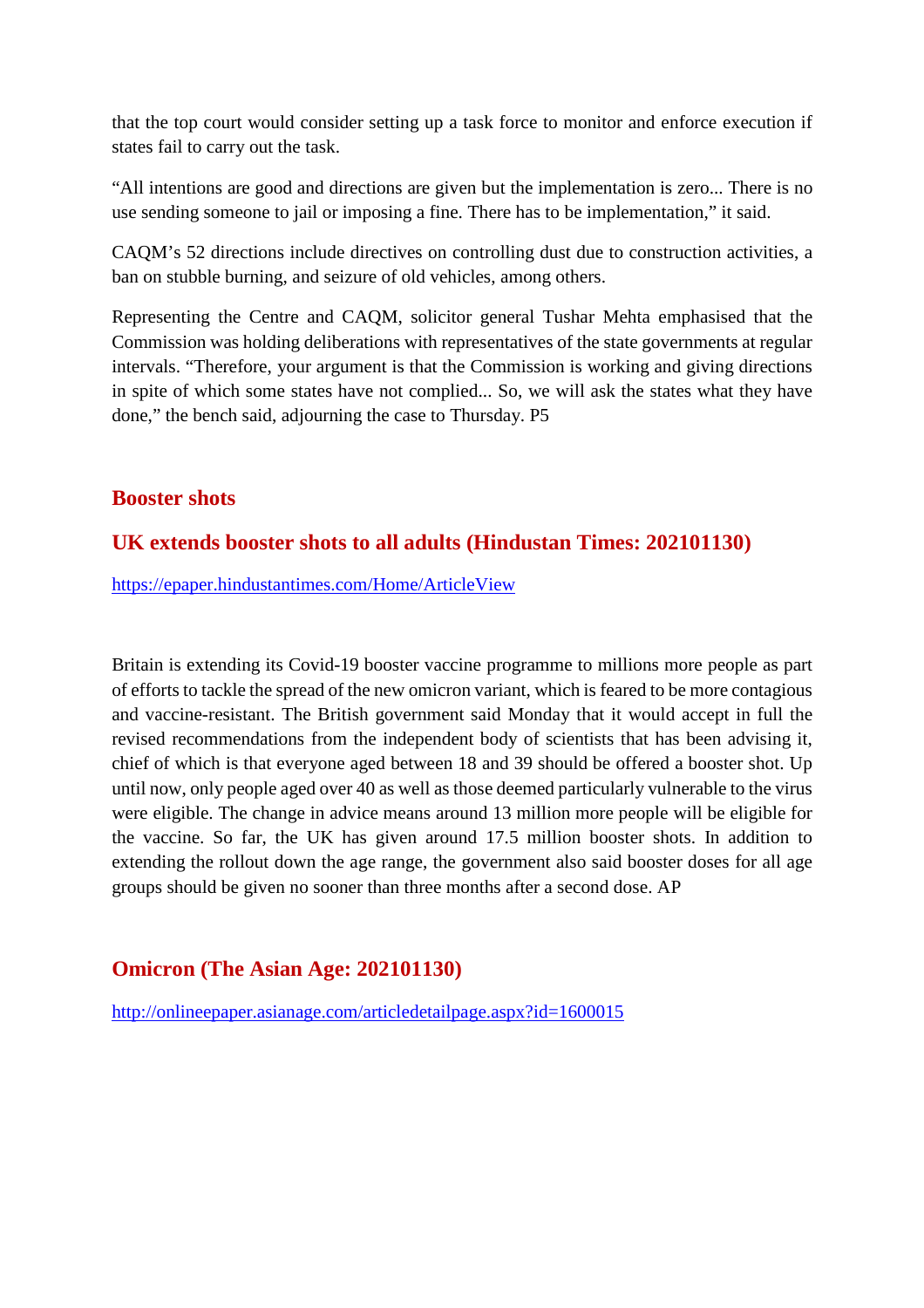that the top court would consider setting up a task force to monitor and enforce execution if states fail to carry out the task.

“All intentions are good and directions are given but the implementation is zero... There is no use sending someone to jail or imposing a fine. There has to be implementation,” it said.

CAQM’s 52 directions include directives on controlling dust due to construction activities, a ban on stubble burning, and seizure of old vehicles, among others.

Representing the Centre and CAQM, solicitor general Tushar Mehta emphasised that the Commission was holding deliberations with representatives of the state governments at regular intervals. “Therefore, your argument is that the Commission is working and giving directions in spite of which some states have not complied... So, we will ask the states what they have done,” the bench said, adjourning the case to Thursday. P5

## Booster shots

## UK extends booster shots to all adults (Hindustan Times: 202101130)

https://epaper.hindustantimes.com/Home/ArticleView

Britain is extending its Covid-19 booster vaccine programme to millions more people as part of efforts to tackle the spread of the new omicron variant, which is feared to be more contagious and vaccine-resistant. The British government said Monday that it would accept in full the revised recommendations from the independent body of scientists that has been advising it, chief of which is that everyone aged between 18 and 39 should be offered a booster shot. Up until now, only people aged over 40 as well as those deemed particularly vulnerable to the virus were eligible. The change in advice means around 13 million more people will be eligible for the vaccine. So far, the UK has given around 17.5 million booster shots. In addition to extending the rollout down the age range, the government also said booster doses for all age groups should be given no sooner than three months after a second dose. AP

## Omicron (The Asian Age: 202101130)

http://onlineepaper.asianage.com/articledetailpage.aspx?id=1600015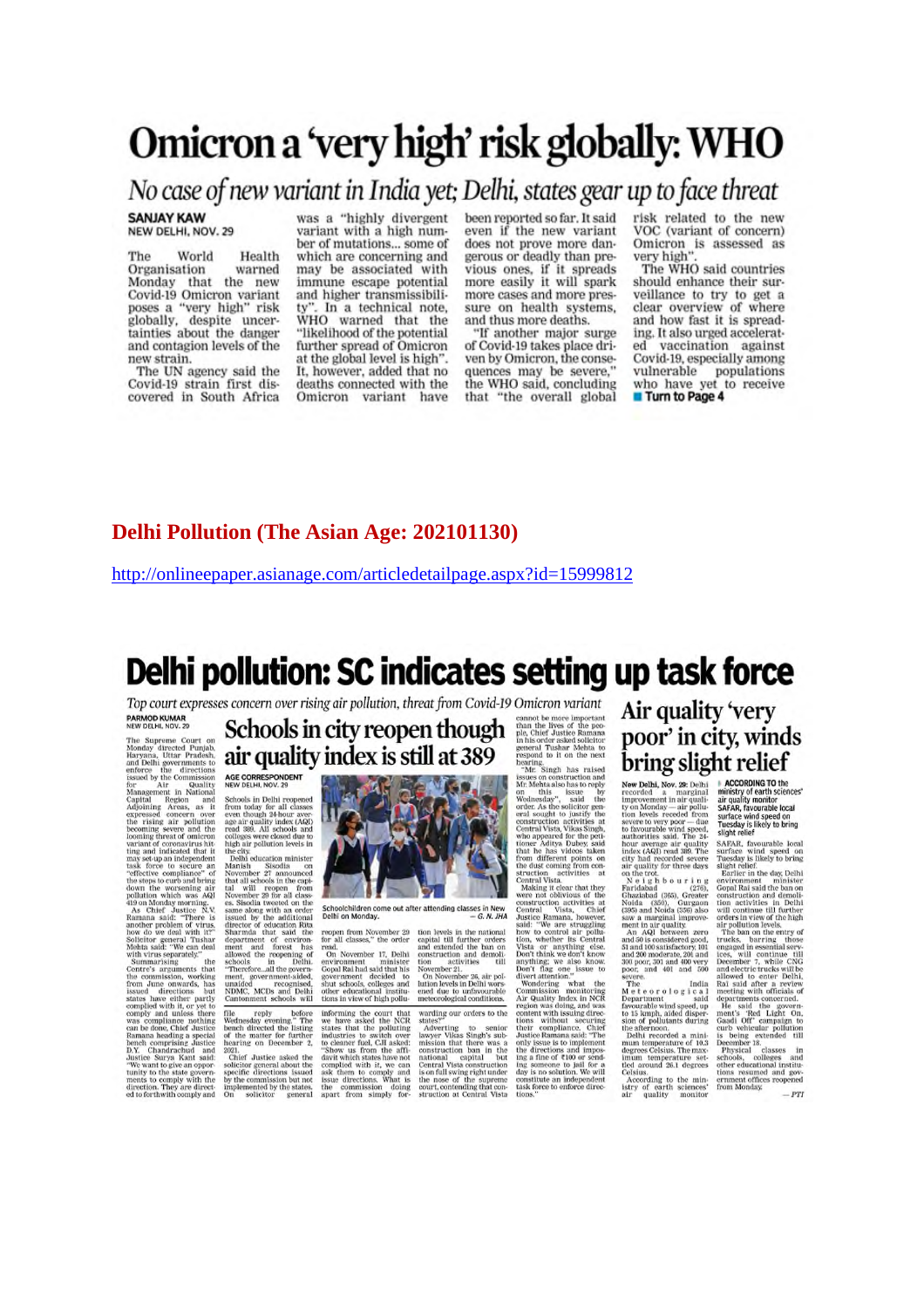# Omicron a 'very high' risk globally: WHO

*No case of new variant in India yet; Delhi, states gear up to face threat*

**SANJAY KAW**
NEW DELHI, NOV. 29

The World Health Organisation warned Monday that the new Covid-19 Omicron variant poses a "very high" risk globally, despite uncertainties about the danger and contagion levels of the new strain.

The UN agency said the Covid-19 strain first discovered in South Africa was a "highly divergent variant with a high number of mutations... some of which are concerning and may be associated with immune escape potential and higher transmissibility". In a technical note, WHO warned that the "likelihood of the potential further spread of Omicron at the global level is high". It, however, added that no deaths connected with the Omicron variant have been reported so far. It said even if the new variant does not prove more dangerous or deadly than previous ones, if it spreads more easily it will spark more cases and more pressure on health systems, and thus more deaths.

"If another major surge of Covid-19 takes place driven by Omicron, the consequences may be severe," the WHO said, concluding that "the overall global risk related to the new VOC (variant of concern) Omicron is assessed as very high".

The WHO said countries should enhance their surveillance to try to get a clear overview of where and how fast it is spreading. It also urged accelerated vaccination against Covid-19, especially among vulnerable populations who have yet to receive

**Turn to Page 4**

## Delhi Pollution (The Asian Age: 202101130)

http://onlineepaper.asianage.com/articledetailpage.aspx?id=15999812

# Delhi pollution: SC indicates setting up task force

*Top court expresses concern over rising air pollution, threat from Covid-19 Omicron variant*

**PARMOD KUMAR**
NEW DELHI, NOV. 29

The Supreme Court on Monday directed Punjab, Haryana, Uttar Pradesh, and Delhi governments to enforce the directions issued by the Commission for Air Quality Management in National Capital Region and Adjoining Areas, as it expressed concern over the rising air pollution becoming severe and the looming threat of omicron variant of coronavirus hitting and indicated that it may set-up an independent task force to secure an "effective compliance" of the steps to curb and bring down the worsening air pollution which was AQI 419 on Monday morning.

As Chief Justice N.V. Ramana said: "There is another problem of virus, how do we deal with it?" Solicitor general Tushar Mehta said: "We can deal with virus separately."

Summarising the Centre's arguments that the commission, working from June onwards, has issued directions but states have either partly complied with it, or yet to comply and unless there was compliance nothing can be done, Chief Justice Ramana heading a special bench comprising Justice D.Y. Chandrachud and Justice Surya Kant said: "We want to give an opportunity to the state governments to comply with the direction. They are directed to forthwith comply and file reply before Wednesday evening." The bench directed the listing of the matter for further hearing on December 2.

Chief Justice asked the solicitor general about the specific directions issued by the commission but not implemented by the states. On solicitor general informing the court that we have asked the NCR states that the polluting industries to switch over to cleaner fuel, CJI asked: "Show us from the affidavit which states have not complied with it, we can ask them to comply and issue directions. What is the commission doing apart from simply forwarding our orders to the states?"

Adverting to senior lawyer Vikas Singh's submission that there was a construction ban in the national capital but Central Vista construction is on full swing right under the nose of the supreme court, contending that construction at Central Vista cannot be more important than the lives of the people, Chief Justice Ramana in his order asked solicitor general Tushar Mehta to respond to it on the next hearing.

"Mr. Singh has raised issues on construction and Mr. Mehta also has to reply on this issue by Wednesday", said the order. As the solicitor general sought to justify the construction activities at Central Vista, Vikas Singh, who appeared for the petitioner Aditya Dubey, said that he has videos taken from different points on the dust coming from construction activities at Central Vista.

Making it clear that they were not oblivious of the construction activities at Central Vista, Chief Justice Ramana, however, said: "We are struggling how to control air pollution, whether its Central Vista or anything else. Don't think we don't know anything, we also know. Don't flag one issue to divert attention."

Wondering what the Commission monitoring Air Quality Index in NCR region was doing, and was content with issuing directions without securing their compliance, Chief Justice Ramana said: "The only issue is to implement the directions and imposing a fine of ₹100 or sending someone to jail for a day is no solution. We will constitute an independent task force to enforce directions."

## Schools in city reopen though air quality index is still at 389

**AGE CORRESPONDENT**
NEW DELHI, NOV. 29

Schools in Delhi reopened from today for all classes even though 24-hour average air quality index (AQI) read 389. All schools and colleges were closed due to high air pollution levels in the city.

Delhi education minister Manish Sisodia on November 27 announced that all schools in the capital will reopen from November 29 for all classes. Sisodia tweeted on the same along with an order issued by the additional director of education Rita Sharmda that said the department of environment and forest has allowed the reopening of schools in Delhi. "Therefore...all the government, government-aided, unaided recognised, NDMC, MCDs and Delhi Cantonment schools will reopen from November 29 for all classes," the order read.

On November 17, Delhi environment minister Gopal Rai had said that his government decided to shut schools, colleges and other educational institutions in view of high pollution levels in the national capital till further orders and extended the ban on construction and demolition activities till November 21.

On November 26, air pollution levels in Delhi worsened due to unfavourable meteorological conditions.

Schoolchildren come out after attending classes in New Delhi on Monday. — G. N. JHA

## Air quality 'very poor' in city, winds bring slight relief

**New Delhi, Nov. 29:** Delhi recorded a marginal improvement in air quality on Monday — air pollution levels receded from severe to very poor — due to favourable wind speed, authorities said. The 24-hour average air quality index (AQI) read 389. The city had recorded severe air quality for three days on the trot.

Neighbouring Faridabad (376), Ghaziabad (365), Greater Noida (350), Gurgaon (395) and Noida (356) also saw a marginal improvement in air quality.

An AQI between zero and 50 is considered good, 51 and 100 satisfactory, 101 and 200 moderate, 201 and 300 poor, 301 and 400 very poor, and 401 and 500 severe.

The India Meteorological Department said favourable wind speed, up to 15 kmph, aided dispersion of pollutants during the afternoon.

Delhi recorded a minimum temperature of 10.3 degrees Celsius. The maximum temperature settled around 26.1 degrees Celsius.

According to the ministry of earth sciences' air quality monitor SAFAR, favourable local surface wind speed on Tuesday is likely to bring slight relief.

> ACCORDING TO the ministry of earth sciences' air quality monitor SAFAR, favourable local surface wind speed on Tuesday is likely to bring slight relief

Earlier in the day, Delhi environment minister Gopal Rai said the ban on construction and demolition activities in Delhi will continue till further orders in view of the high air pollution levels.

The ban on the entry of trucks, barring those engaged in essential services, will continue till December 7, while CNG and electric trucks will be allowed to enter Delhi, Rai said after a review meeting with officials of departments concerned.

He said the government's 'Red Light On, Gaadi Off' campaign to curb vehicular pollution is being extended till December 18.

Physical classes in schools, colleges and other educational institutions resumed and government offices reopened from Monday.

— PTI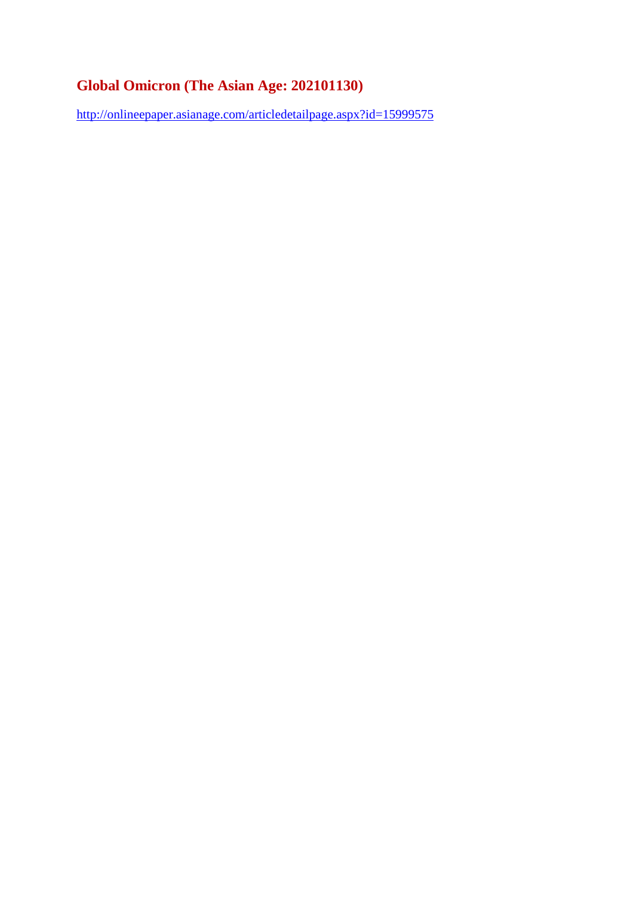## Global Omicron (The Asian Age: 202101130)

http://onlineepaper.asianage.com/articledetailpage.aspx?id=15999575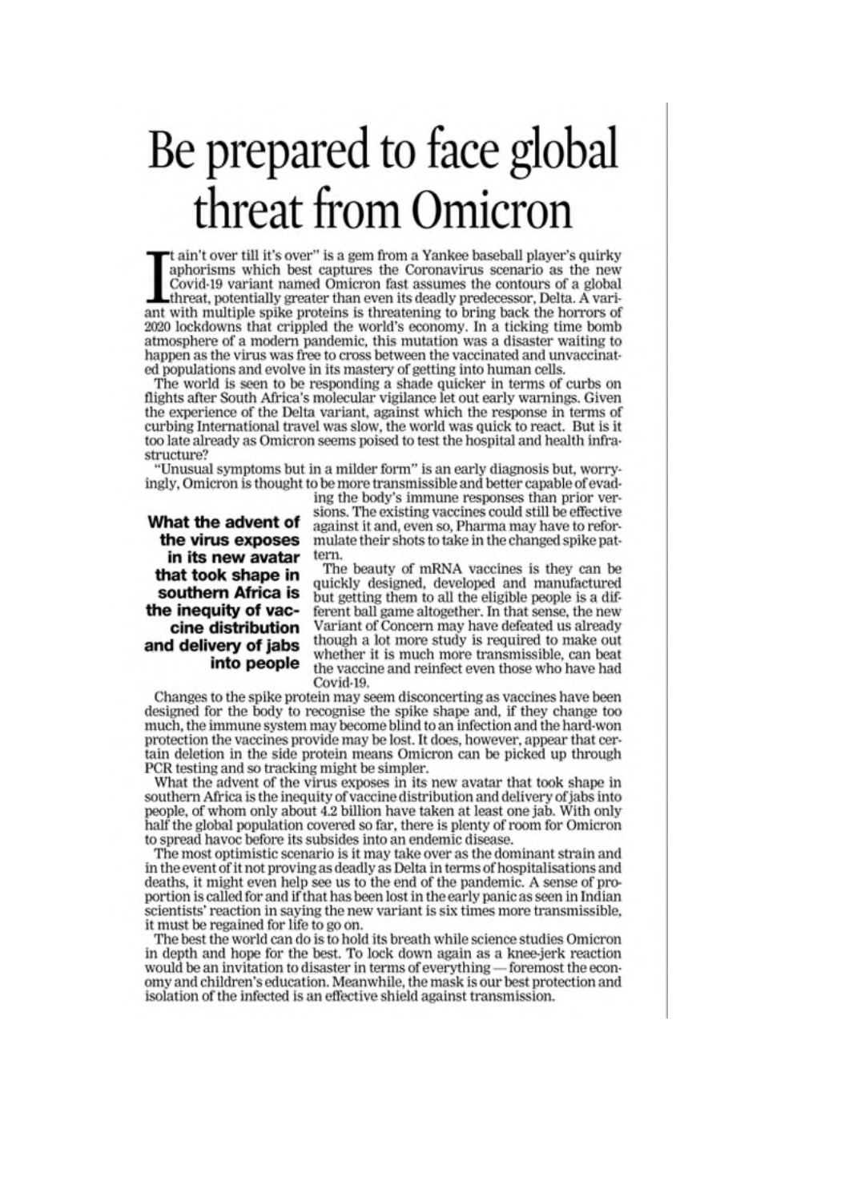# Be prepared to face global threat from Omicron

"It ain't over till it's over" is a gem from a Yankee baseball player's quirky aphorisms which best captures the Coronavirus scenario as the new Covid-19 variant named Omicron fast assumes the contours of a global threat, potentially greater than even its deadly predecessor, Delta. A variant with multiple spike proteins is threatening to bring back the horrors of 2020 lockdowns that crippled the world's economy. In a ticking time bomb atmosphere of a modern pandemic, this mutation was a disaster waiting to happen as the virus was free to cross between the vaccinated and unvaccinated populations and evolve in its mastery of getting into human cells.

The world is seen to be responding a shade quicker in terms of curbs on flights after South Africa's molecular vigilance let out early warnings. Given the experience of the Delta variant, against which the response in terms of curbing International travel was slow, the world was quick to react. But is it too late already as Omicron seems poised to test the hospital and health infrastructure?

"Unusual symptoms but in a milder form" is an early diagnosis but, worryingly, Omicron is thought to be more transmissible and better capable of evading the body's immune responses than prior versions. The existing vaccines could still be effective against it and, even so, Pharma may have to reformulate their shots to take in the changed spike pattern.

**What the advent of the virus exposes in its new avatar that took shape in southern Africa is the inequity of vaccine distribution and delivery of jabs into people**

The beauty of mRNA vaccines is they can be quickly designed, developed and manufactured but getting them to all the eligible people is a different ball game altogether. In that sense, the new Variant of Concern may have defeated us already though a lot more study is required to make out whether it is much more transmissible, can beat the vaccine and reinfect even those who have had Covid-19.

Changes to the spike protein may seem disconcerting as vaccines have been designed for the body to recognise the spike shape and, if they change too much, the immune system may become blind to an infection and the hard-won protection the vaccines provide may be lost. It does, however, appear that certain deletion in the side protein means Omicron can be picked up through PCR testing and so tracking might be simpler.

What the advent of the virus exposes in its new avatar that took shape in southern Africa is the inequity of vaccine distribution and delivery of jabs into people, of whom only about 4.2 billion have taken at least one jab. With only half the global population covered so far, there is plenty of room for Omicron to spread havoc before its subsides into an endemic disease.

The most optimistic scenario is it may take over as the dominant strain and in the event of it not proving as deadly as Delta in terms of hospitalisations and deaths, it might even help see us to the end of the pandemic. A sense of proportion is called for and if that has been lost in the early panic as seen in Indian scientists' reaction in saying the new variant is six times more transmissible, it must be regained for life to go on.

The best the world can do is to hold its breath while science studies Omicron in depth and hope for the best. To lock down again as a knee-jerk reaction would be an invitation to disaster in terms of everything — foremost the economy and children's education. Meanwhile, the mask is our best protection and isolation of the infected is an effective shield against transmission.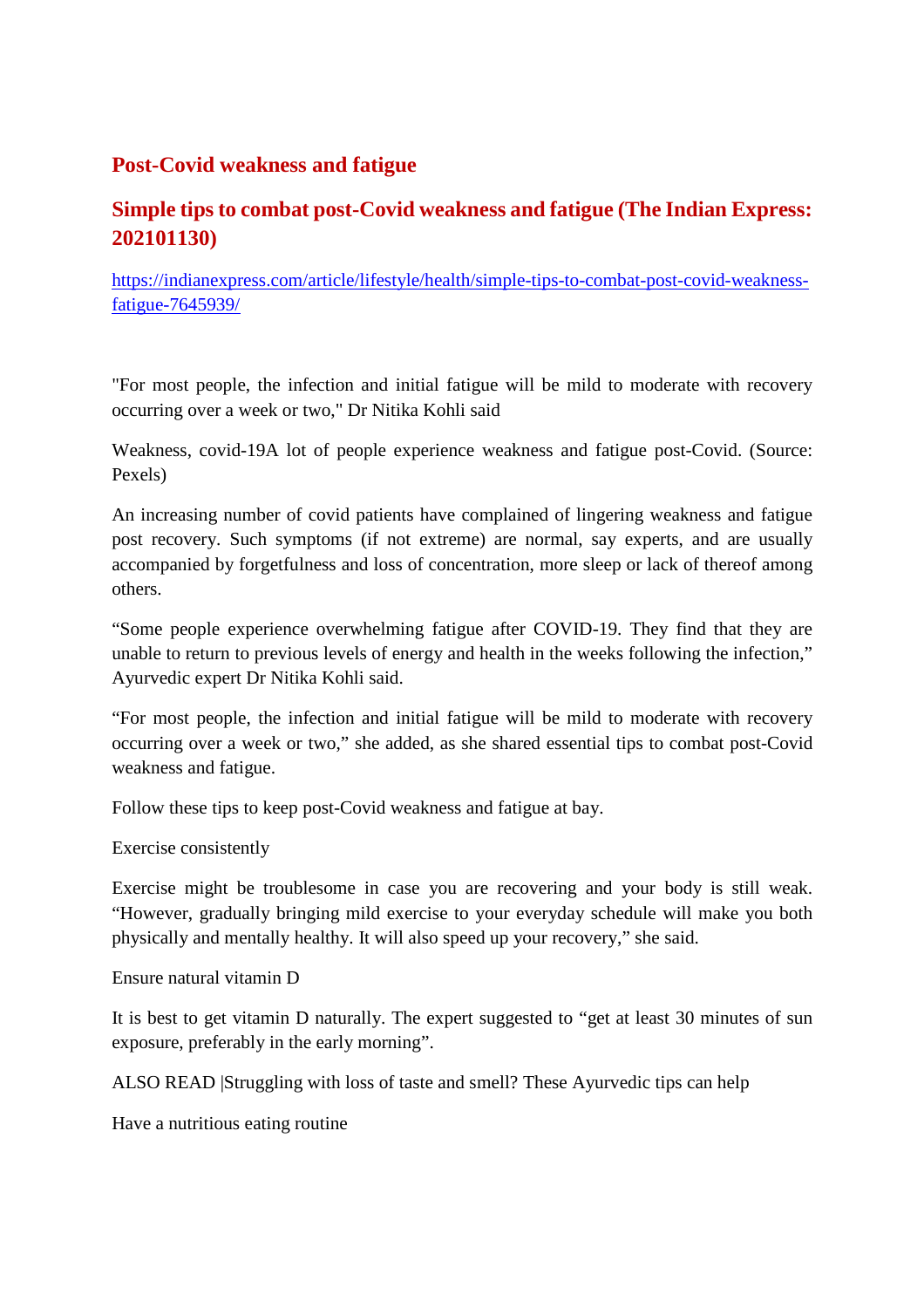## Post-Covid weakness and fatigue

### Simple tips to combat post-Covid weakness and fatigue (The Indian Express: 202101130)

https://indianexpress.com/article/lifestyle/health/simple-tips-to-combat-post-covid-weakness-fatigue-7645939/

"For most people, the infection and initial fatigue will be mild to moderate with recovery occurring over a week or two," Dr Nitika Kohli said

Weakness, covid-19A lot of people experience weakness and fatigue post-Covid. (Source: Pexels)

An increasing number of covid patients have complained of lingering weakness and fatigue post recovery. Such symptoms (if not extreme) are normal, say experts, and are usually accompanied by forgetfulness and loss of concentration, more sleep or lack of thereof among others.

"Some people experience overwhelming fatigue after COVID-19. They find that they are unable to return to previous levels of energy and health in the weeks following the infection," Ayurvedic expert Dr Nitika Kohli said.

"For most people, the infection and initial fatigue will be mild to moderate with recovery occurring over a week or two," she added, as she shared essential tips to combat post-Covid weakness and fatigue.

Follow these tips to keep post-Covid weakness and fatigue at bay.

Exercise consistently

Exercise might be troublesome in case you are recovering and your body is still weak. "However, gradually bringing mild exercise to your everyday schedule will make you both physically and mentally healthy. It will also speed up your recovery," she said.

Ensure natural vitamin D

It is best to get vitamin D naturally. The expert suggested to "get at least 30 minutes of sun exposure, preferably in the early morning".

ALSO READ |Struggling with loss of taste and smell? These Ayurvedic tips can help

Have a nutritious eating routine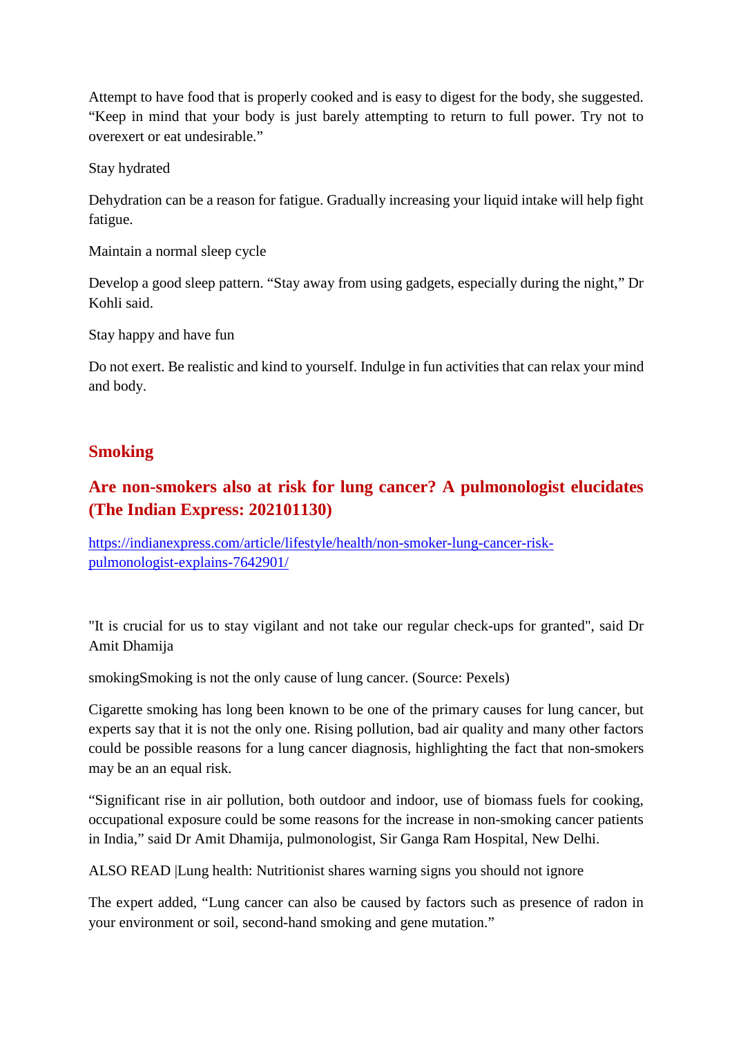Attempt to have food that is properly cooked and is easy to digest for the body, she suggested. "Keep in mind that your body is just barely attempting to return to full power. Try not to overexert or eat undesirable."

Stay hydrated

Dehydration can be a reason for fatigue. Gradually increasing your liquid intake will help fight fatigue.

Maintain a normal sleep cycle

Develop a good sleep pattern. "Stay away from using gadgets, especially during the night," Dr Kohli said.

Stay happy and have fun

Do not exert. Be realistic and kind to yourself. Indulge in fun activities that can relax your mind and body.

## Smoking

### Are non-smokers also at risk for lung cancer? A pulmonologist elucidates (The Indian Express: 202101130)

https://indianexpress.com/article/lifestyle/health/non-smoker-lung-cancer-risk-pulmonologist-explains-7642901/

"It is crucial for us to stay vigilant and not take our regular check-ups for granted", said Dr Amit Dhamija

smokingSmoking is not the only cause of lung cancer. (Source: Pexels)

Cigarette smoking has long been known to be one of the primary causes for lung cancer, but experts say that it is not the only one. Rising pollution, bad air quality and many other factors could be possible reasons for a lung cancer diagnosis, highlighting the fact that non-smokers may be an an equal risk.

"Significant rise in air pollution, both outdoor and indoor, use of biomass fuels for cooking, occupational exposure could be some reasons for the increase in non-smoking cancer patients in India," said Dr Amit Dhamija, pulmonologist, Sir Ganga Ram Hospital, New Delhi.

ALSO READ |Lung health: Nutritionist shares warning signs you should not ignore

The expert added, "Lung cancer can also be caused by factors such as presence of radon in your environment or soil, second-hand smoking and gene mutation."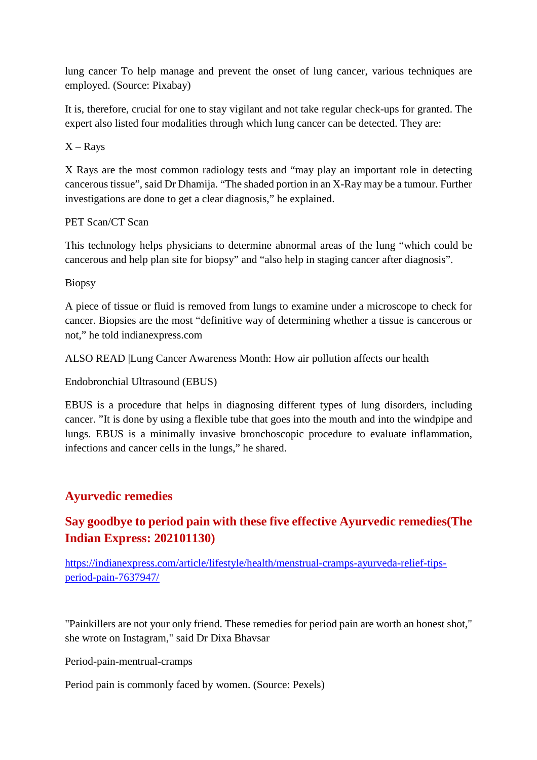lung cancer To help manage and prevent the onset of lung cancer, various techniques are employed. (Source: Pixabay)

It is, therefore, crucial for one to stay vigilant and not take regular check-ups for granted. The expert also listed four modalities through which lung cancer can be detected. They are:

X – Rays

X Rays are the most common radiology tests and “may play an important role in detecting cancerous tissue”, said Dr Dhamija. “The shaded portion in an X-Ray may be a tumour. Further investigations are done to get a clear diagnosis,” he explained.

PET Scan/CT Scan

This technology helps physicians to determine abnormal areas of the lung “which could be cancerous and help plan site for biopsy” and “also help in staging cancer after diagnosis”.

Biopsy

A piece of tissue or fluid is removed from lungs to examine under a microscope to check for cancer. Biopsies are the most “definitive way of determining whether a tissue is cancerous or not,” he told indianexpress.com

ALSO READ |Lung Cancer Awareness Month: How air pollution affects our health

Endobronchial Ultrasound (EBUS)

EBUS is a procedure that helps in diagnosing different types of lung disorders, including cancer. ”It is done by using a flexible tube that goes into the mouth and into the windpipe and lungs. EBUS is a minimally invasive bronchoscopic procedure to evaluate inflammation, infections and cancer cells in the lungs,” he shared.

## Ayurvedic remedies

## Say goodbye to period pain with these five effective Ayurvedic remedies(The Indian Express: 202101130)

https://indianexpress.com/article/lifestyle/health/menstrual-cramps-ayurveda-relief-tips-period-pain-7637947/

"Painkillers are not your only friend. These remedies for period pain are worth an honest shot," she wrote on Instagram," said Dr Dixa Bhavsar

Period-pain-mentrual-cramps

Period pain is commonly faced by women. (Source: Pexels)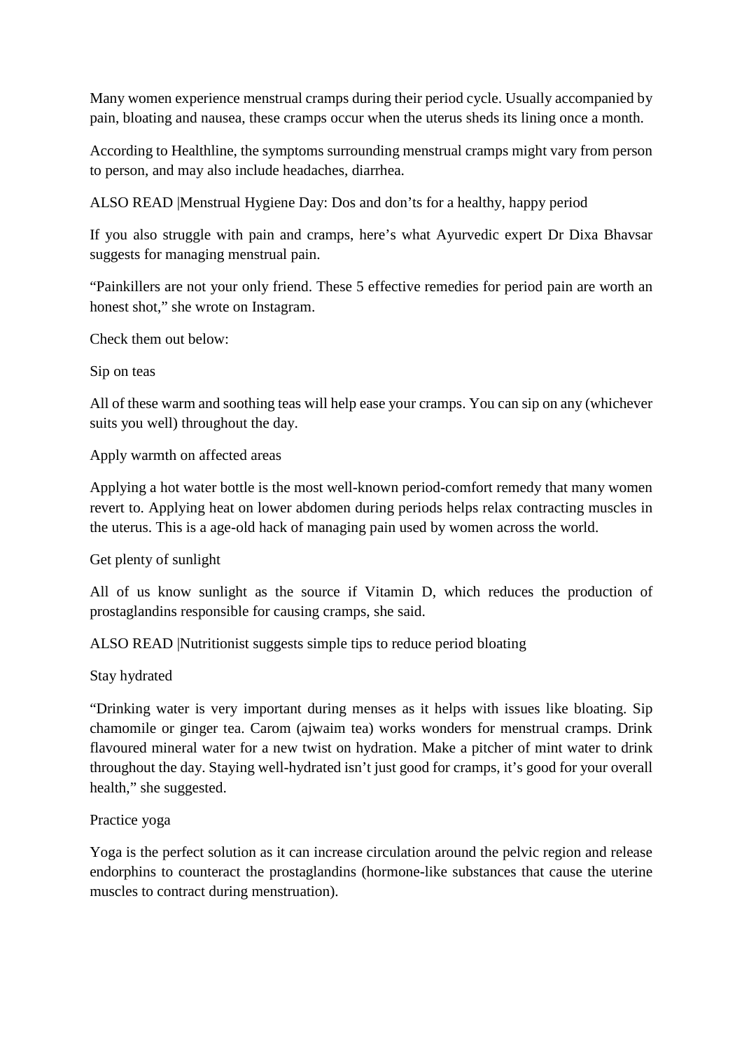Many women experience menstrual cramps during their period cycle. Usually accompanied by pain, bloating and nausea, these cramps occur when the uterus sheds its lining once a month.

According to Healthline, the symptoms surrounding menstrual cramps might vary from person to person, and may also include headaches, diarrhea.

ALSO READ |Menstrual Hygiene Day: Dos and don'ts for a healthy, happy period

If you also struggle with pain and cramps, here's what Ayurvedic expert Dr Dixa Bhavsar suggests for managing menstrual pain.

"Painkillers are not your only friend. These 5 effective remedies for period pain are worth an honest shot," she wrote on Instagram.

Check them out below:

Sip on teas

All of these warm and soothing teas will help ease your cramps. You can sip on any (whichever suits you well) throughout the day.

Apply warmth on affected areas

Applying a hot water bottle is the most well-known period-comfort remedy that many women revert to. Applying heat on lower abdomen during periods helps relax contracting muscles in the uterus. This is a age-old hack of managing pain used by women across the world.

Get plenty of sunlight

All of us know sunlight as the source if Vitamin D, which reduces the production of prostaglandins responsible for causing cramps, she said.

ALSO READ |Nutritionist suggests simple tips to reduce period bloating

Stay hydrated

"Drinking water is very important during menses as it helps with issues like bloating. Sip chamomile or ginger tea. Carom (ajwaim tea) works wonders for menstrual cramps. Drink flavoured mineral water for a new twist on hydration. Make a pitcher of mint water to drink throughout the day. Staying well-hydrated isn't just good for cramps, it's good for your overall health," she suggested.

Practice yoga

Yoga is the perfect solution as it can increase circulation around the pelvic region and release endorphins to counteract the prostaglandins (hormone-like substances that cause the uterine muscles to contract during menstruation).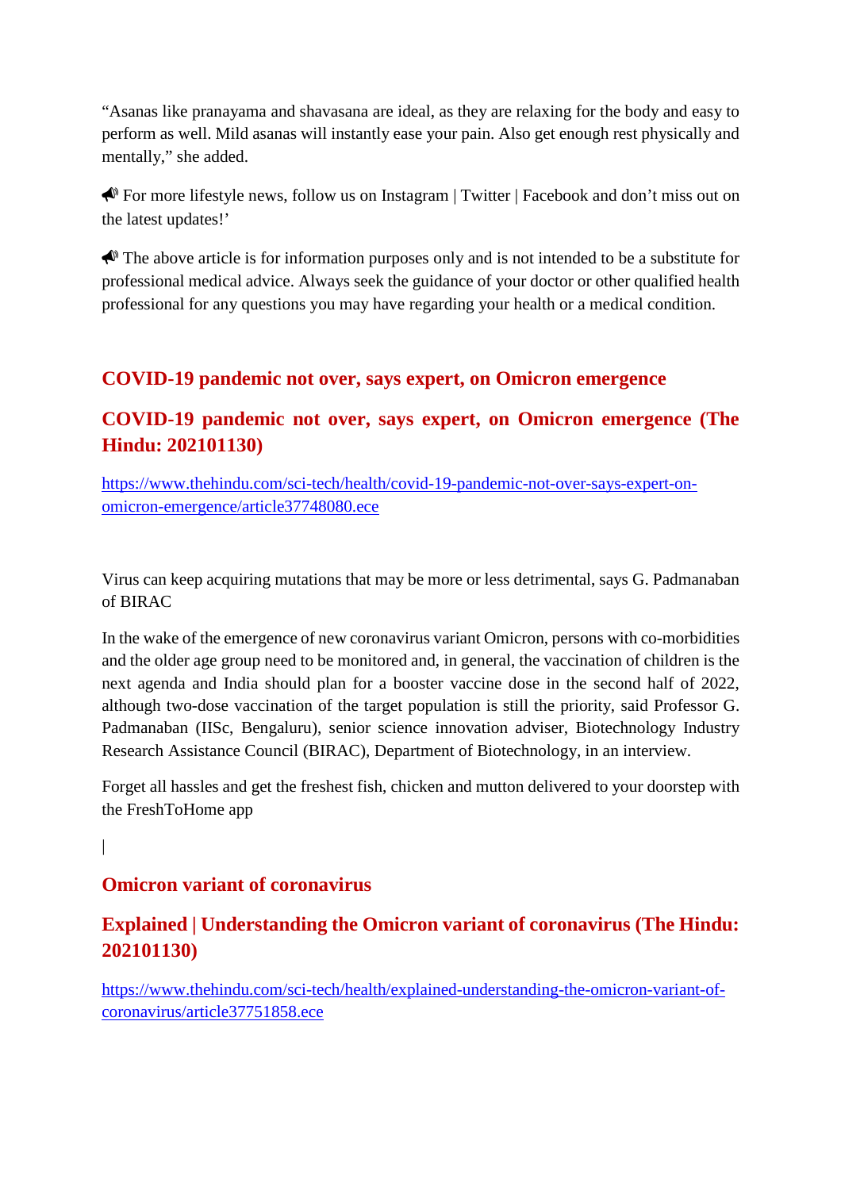“Asanas like pranayama and shavasana are ideal, as they are relaxing for the body and easy to perform as well. Mild asanas will instantly ease your pain. Also get enough rest physically and mentally,” she added.

📣 For more lifestyle news, follow us on Instagram | Twitter | Facebook and don’t miss out on the latest updates!’

📣 The above article is for information purposes only and is not intended to be a substitute for professional medical advice. Always seek the guidance of your doctor or other qualified health professional for any questions you may have regarding your health or a medical condition.

## COVID-19 pandemic not over, says expert, on Omicron emergence

## COVID-19 pandemic not over, says expert, on Omicron emergence (The Hindu: 202101130)

https://www.thehindu.com/sci-tech/health/covid-19-pandemic-not-over-says-expert-on-omicron-emergence/article37748080.ece

Virus can keep acquiring mutations that may be more or less detrimental, says G. Padmanaban of BIRAC

In the wake of the emergence of new coronavirus variant Omicron, persons with co-morbidities and the older age group need to be monitored and, in general, the vaccination of children is the next agenda and India should plan for a booster vaccine dose in the second half of 2022, although two-dose vaccination of the target population is still the priority, said Professor G. Padmanaban (IISc, Bengaluru), senior science innovation adviser, Biotechnology Industry Research Assistance Council (BIRAC), Department of Biotechnology, in an interview.

Forget all hassles and get the freshest fish, chicken and mutton delivered to your doorstep with the FreshToHome app

|

## Omicron variant of coronavirus

## Explained | Understanding the Omicron variant of coronavirus (The Hindu: 202101130)

https://www.thehindu.com/sci-tech/health/explained-understanding-the-omicron-variant-of-coronavirus/article37751858.ece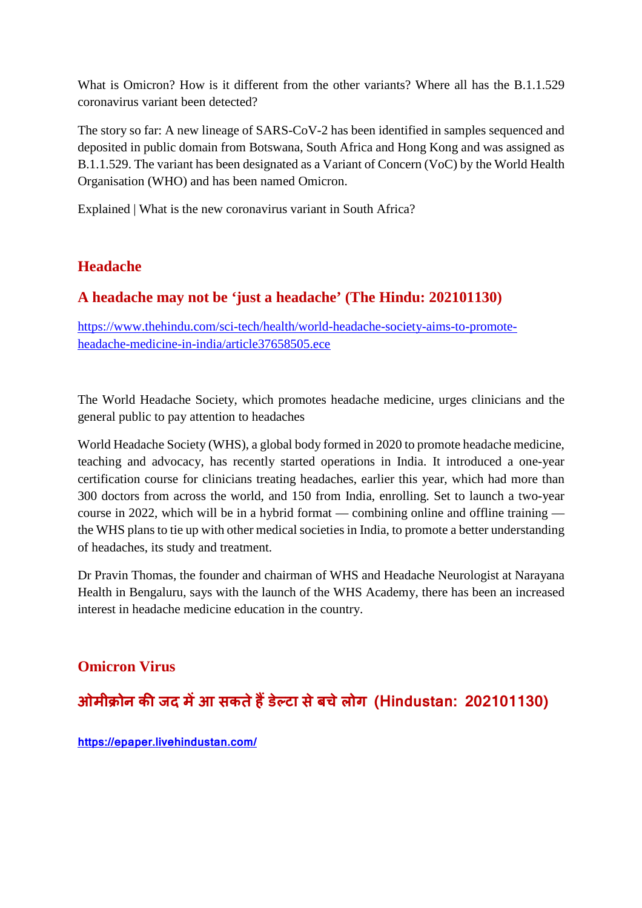What is Omicron? How is it different from the other variants? Where all has the B.1.1.529 coronavirus variant been detected?

The story so far: A new lineage of SARS-CoV-2 has been identified in samples sequenced and deposited in public domain from Botswana, South Africa and Hong Kong and was assigned as B.1.1.529. The variant has been designated as a Variant of Concern (VoC) by the World Health Organisation (WHO) and has been named Omicron.

Explained | What is the new coronavirus variant in South Africa?

## Headache

### A headache may not be 'just a headache' (The Hindu: 202101130)

[https://www.thehindu.com/sci-tech/health/world-headache-society-aims-to-promote-headache-medicine-in-india/article37658505.ece](https://www.thehindu.com/sci-tech/health/world-headache-society-aims-to-promote-headache-medicine-in-india/article37658505.ece)

The World Headache Society, which promotes headache medicine, urges clinicians and the general public to pay attention to headaches

World Headache Society (WHS), a global body formed in 2020 to promote headache medicine, teaching and advocacy, has recently started operations in India. It introduced a one-year certification course for clinicians treating headaches, earlier this year, which had more than 300 doctors from across the world, and 150 from India, enrolling. Set to launch a two-year course in 2022, which will be in a hybrid format — combining online and offline training — the WHS plans to tie up with other medical societies in India, to promote a better understanding of headaches, its study and treatment.

Dr Pravin Thomas, the founder and chairman of WHS and Headache Neurologist at Narayana Health in Bengaluru, says with the launch of the WHS Academy, there has been an increased interest in headache medicine education in the country.

## Omicron Virus

### ओमीक्रोन की जद में आ सकते हैं डेल्टा से बचे लोग (Hindustan: 202101130)

[https://epaper.livehindustan.com/](https://epaper.livehindustan.com/)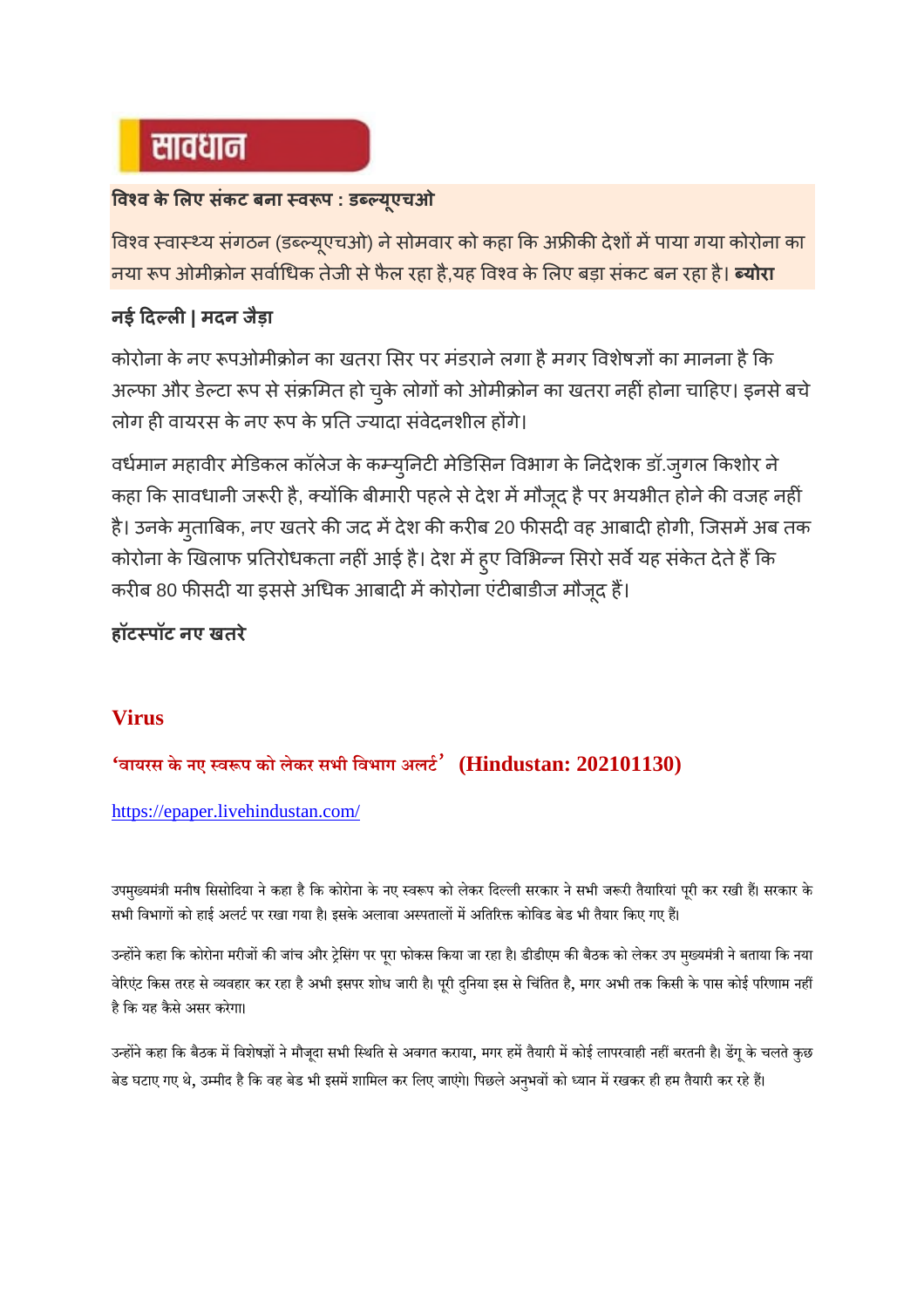# सावधान

**विश्व के लिए संकट बना स्वरूप : डब्ल्यूएचओ**

विश्व स्वास्थ्य संगठन (डब्ल्यूएचओ) ने सोमवार को कहा कि अफ्रीकी देशों में पाया गया कोरोना का नया रूप ओमीक्रोन सर्वाधिक तेजी से फैल रहा है,यह विश्व के लिए बड़ा संकट बन रहा है। **ब्योरा**

**नई दिल्ली | मदन जैड़ा**

कोरोना के नए रूपओमीक्रोन का खतरा सिर पर मंडराने लगा है मगर विशेषज्ञों का मानना है कि अल्फा और डेल्टा रूप से संक्रमित हो चुके लोगों को ओमीक्रोन का खतरा नहीं होना चाहिए। इनसे बचे लोग ही वायरस के नए रूप के प्रति ज्यादा संवेदनशील होंगे।

वर्धमान महावीर मेडिकल कॉलेज के कम्युनिटी मेडिसिन विभाग के निदेशक डॉ.जुगल किशोर ने कहा कि सावधानी जरूरी है, क्योंकि बीमारी पहले से देश में मौजूद है पर भयभीत होने की वजह नहीं है। उनके मुताबिक, नए खतरे की जद में देश की करीब 20 फीसदी वह आबादी होगी, जिसमें अब तक कोरोना के खिलाफ प्रतिरोधकता नहीं आई है। देश में हुए विभिन्न सिरो सर्वे यह संकेत देते हैं कि करीब 80 फीसदी या इससे अधिक आबादी में कोरोना एंटीबाडीज मौजूद हैं।

**हॉटस्पॉट नए खतरे**

## Virus

### 'वायरस के नए स्वरूप को लेकर सभी विभाग अलर्ट' (Hindustan: 202101130)

https://epaper.livehindustan.com/

उपमुख्यमंत्री मनीष सिसोदिया ने कहा है कि कोरोना के नए स्वरूप को लेकर दिल्ली सरकार ने सभी जरूरी तैयारियां पूरी कर रखी हैं। सरकार के सभी विभागों को हाई अलर्ट पर रखा गया है। इसके अलावा अस्पतालों में अतिरिक्त कोविड बेड भी तैयार किए गए हैं।

उन्होंने कहा कि कोरोना मरीजों की जांच और ट्रेसिंग पर पूरा फोकस किया जा रहा है। डीडीएम की बैठक को लेकर उप मुख्यमंत्री ने बताया कि नया वेरिएंट किस तरह से व्यवहार कर रहा है अभी इसपर शोध जारी है। पूरी दुनिया इस से चिंतित है, मगर अभी तक किसी के पास कोई परिणाम नहीं है कि यह कैसे असर करेगा।

उन्होंने कहा कि बैठक में विशेषज्ञों ने मौजूदा सभी स्थिति से अवगत कराया, मगर हमें तैयारी में कोई लापरवाही नहीं बरतनी है। डेंगू के चलते कुछ बेड घटाए गए थे, उम्मीद है कि वह बेड भी इसमें शामिल कर लिए जाएंगे। पिछले अनुभवों को ध्यान में रखकर ही हम तैयारी कर रहे हैं।